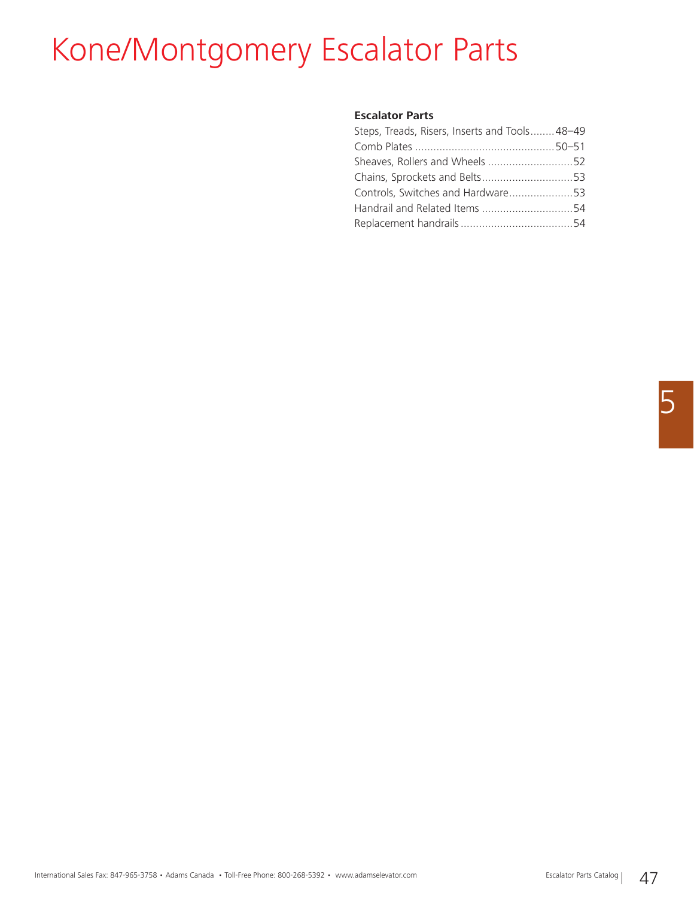# Kone/Montgomery Escalator Parts

**Escalator Parts**

- Steps, Treads, Risers, Inserts and Tools........48–49
- Comb Plates ..............................................50–51
- Sheaves, Rollers and Wheels ............................52
- Chains, Sprockets and Belts..............................53
- Controls, Switches and Hardware.....................53
- Handrail and Related Items ..............................54
- Replacement handrails.....................................54

5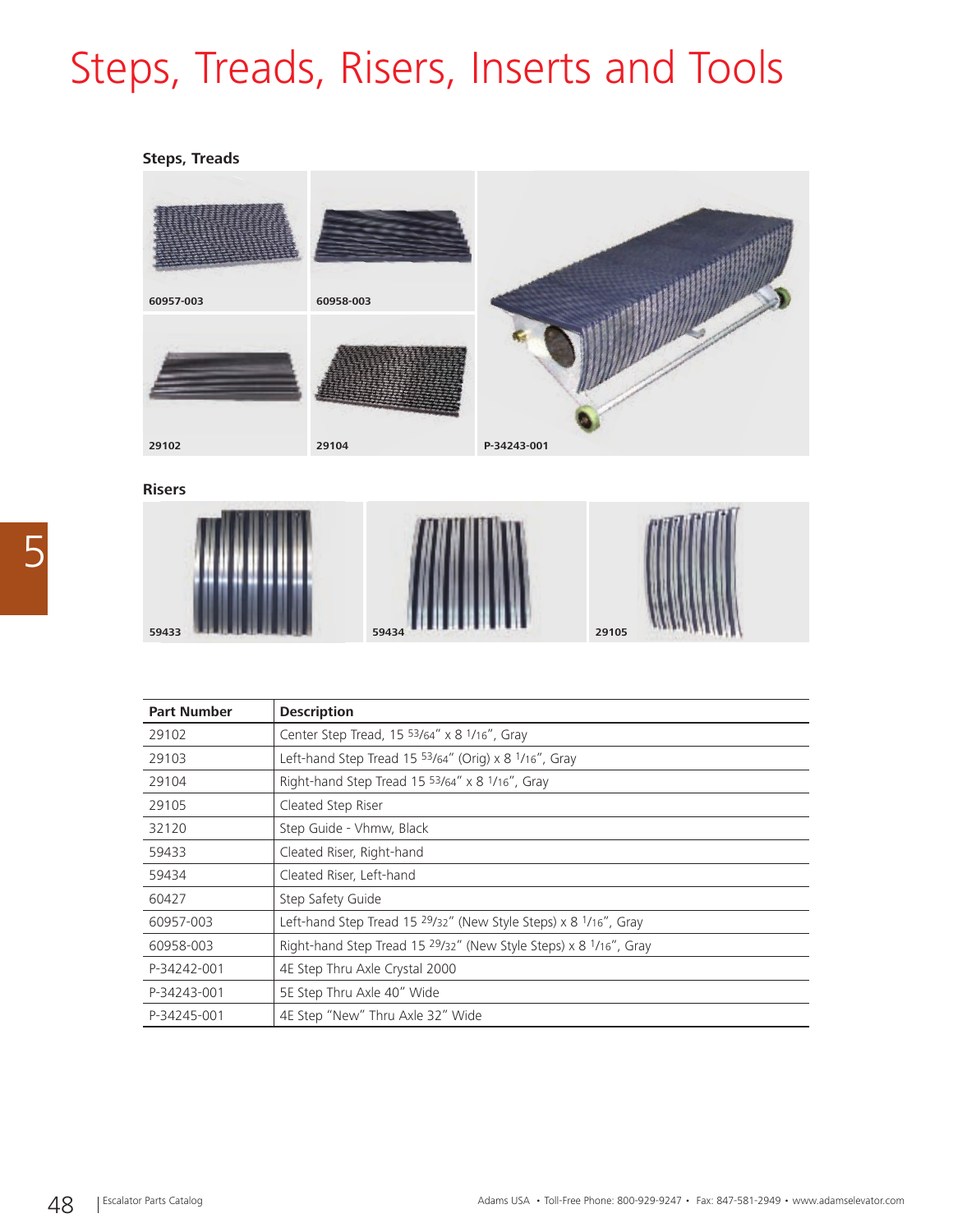# Steps, Treads, Risers, Inserts and Tools

### Steps, Treads

60957-003

60958-003

29102

29104

P-34243-001

### Risers

59433

59434

29105

| Part Number | Description |
|---|---|
| 29102 | Center Step Tread, 15 53/64" x 8 1/16", Gray |
| 29103 | Left-hand Step Tread 15 53/64" (Orig) x 8 1/16", Gray |
| 29104 | Right-hand Step Tread 15 53/64" x 8 1/16", Gray |
| 29105 | Cleated Step Riser |
| 32120 | Step Guide - Vhmw, Black |
| 59433 | Cleated Riser, Right-hand |
| 59434 | Cleated Riser, Left-hand |
| 60427 | Step Safety Guide |
| 60957-003 | Left-hand Step Tread 15 29/32" (New Style Steps) x 8 1/16", Gray |
| 60958-003 | Right-hand Step Tread 15 29/32" (New Style Steps) x 8 1/16", Gray |
| P-34242-001 | 4E Step Thru Axle Crystal 2000 |
| P-34243-001 | 5E Step Thru Axle 40" Wide |
| P-34245-001 | 4E Step "New" Thru Axle 32" Wide |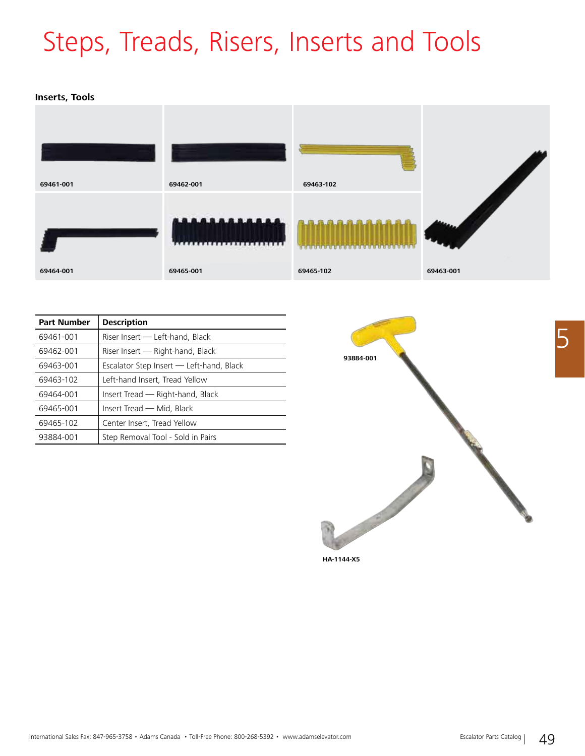# Steps, Treads, Risers, Inserts and Tools

### Inserts, Tools

69461-001

69462-001

69463-102

69464-001

69465-001

69465-102

69463-001

| Part Number | Description |
| --- | --- |
| 69461-001 | Riser Insert — Left-hand, Black |
| 69462-001 | Riser Insert — Right-hand, Black |
| 69463-001 | Escalator Step Insert — Left-hand, Black |
| 69463-102 | Left-hand Insert, Tread Yellow |
| 69464-001 | Insert Tread — Right-hand, Black |
| 69465-001 | Insert Tread — Mid, Black |
| 69465-102 | Center Insert, Tread Yellow |
| 93884-001 | Step Removal Tool - Sold in Pairs |

93884-001

HA-1144-X5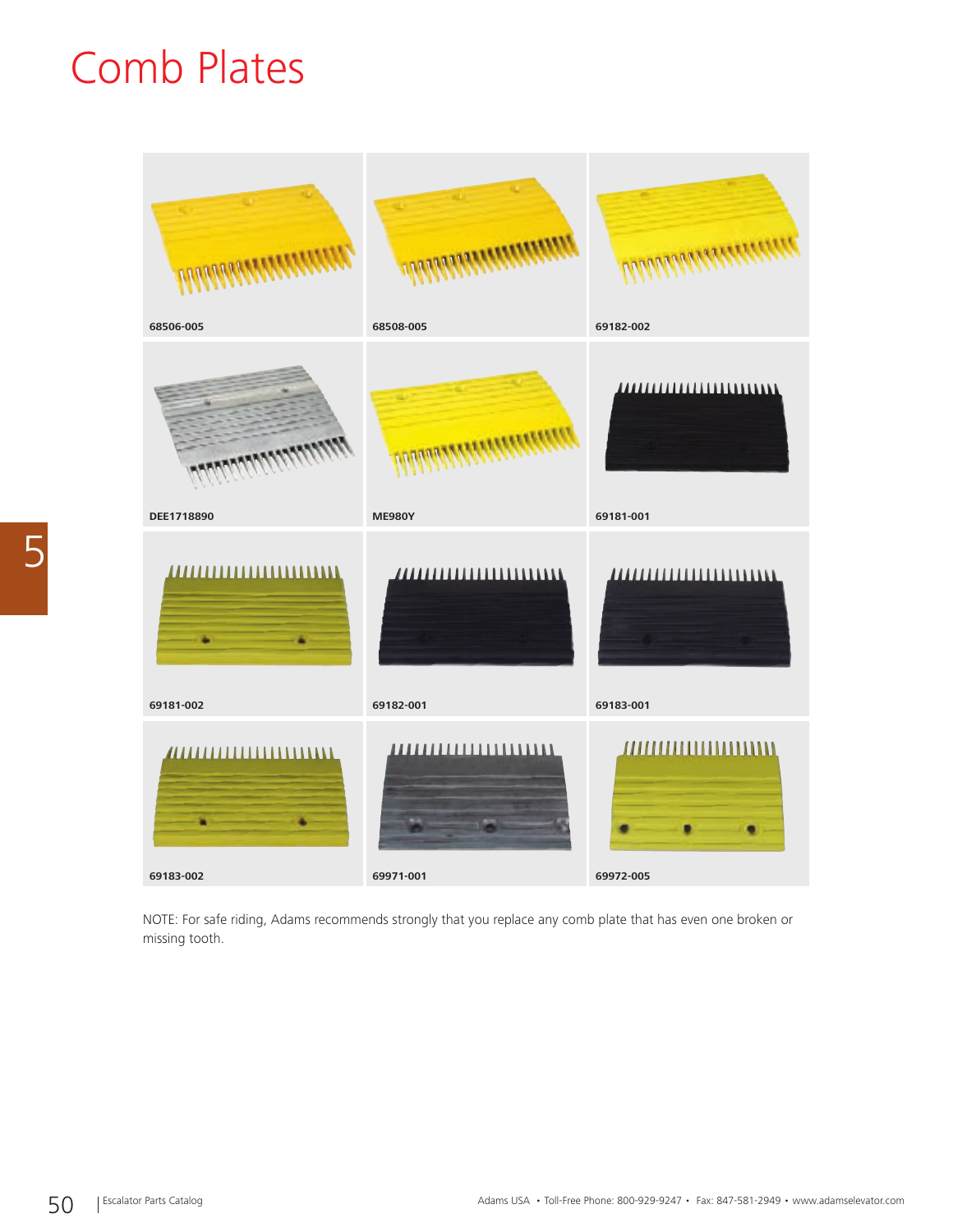# Comb Plates

68506-005

68508-005

69182-002

DEE1718890

ME980Y

69181-001

69181-002

69182-001

69183-001

69183-002

69971-001

69972-005

NOTE: For safe riding, Adams recommends strongly that you replace any comb plate that has even one broken or missing tooth.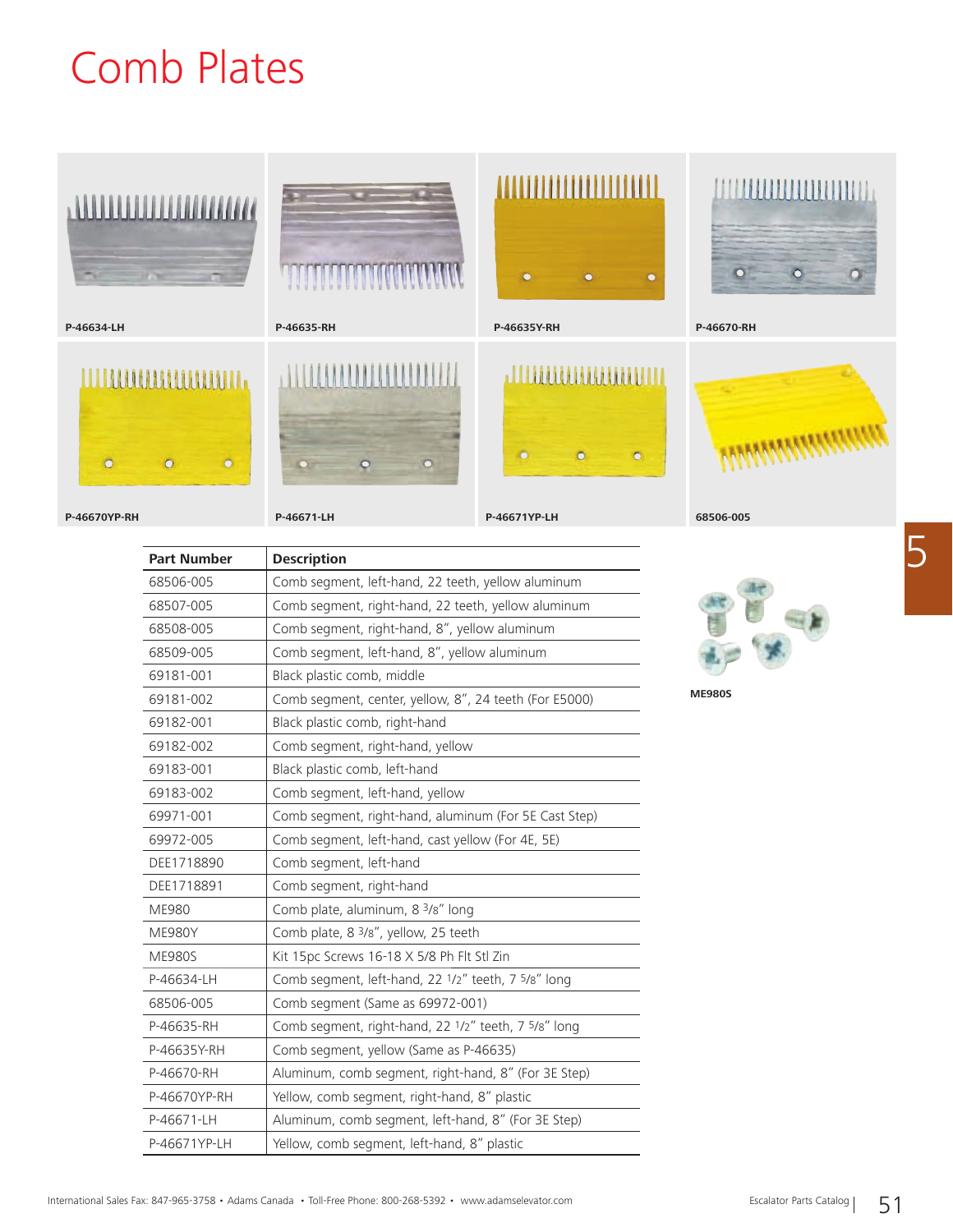# Comb Plates

P-46634-LH

P-46635-RH

P-46635Y-RH

P-46670-RH

P-46670YP-RH

P-46671-LH

P-46671YP-LH

68506-005

| Part Number | Description |
| --- | --- |
| 68506-005 | Comb segment, left-hand, 22 teeth, yellow aluminum |
| 68507-005 | Comb segment, right-hand, 22 teeth, yellow aluminum |
| 68508-005 | Comb segment, right-hand, 8", yellow aluminum |
| 68509-005 | Comb segment, left-hand, 8", yellow aluminum |
| 69181-001 | Black plastic comb, middle |
| 69181-002 | Comb segment, center, yellow, 8", 24 teeth (For E5000) |
| 69182-001 | Black plastic comb, right-hand |
| 69182-002 | Comb segment, right-hand, yellow |
| 69183-001 | Black plastic comb, left-hand |
| 69183-002 | Comb segment, left-hand, yellow |
| 69971-001 | Comb segment, right-hand, aluminum (For 5E Cast Step) |
| 69972-005 | Comb segment, left-hand, cast yellow (For 4E, 5E) |
| DEE1718890 | Comb segment, left-hand |
| DEE1718891 | Comb segment, right-hand |
| ME980 | Comb plate, aluminum, 8 3/8" long |
| ME980Y | Comb plate, 8 3/8", yellow, 25 teeth |
| ME980S | Kit 15pc Screws 16-18 X 5/8 Ph Flt Stl Zin |
| P-46634-LH | Comb segment, left-hand, 22 1/2" teeth, 7 5/8" long |
| 68506-005 | Comb segment (Same as 69972-001) |
| P-46635-RH | Comb segment, right-hand, 22 1/2" teeth, 7 5/8" long |
| P-46635Y-RH | Comb segment, yellow (Same as P-46635) |
| P-46670-RH | Aluminum, comb segment, right-hand, 8" (For 3E Step) |
| P-46670YP-RH | Yellow, comb segment, right-hand, 8" plastic |
| P-46671-LH | Aluminum, comb segment, left-hand, 8" (For 3E Step) |
| P-46671YP-LH | Yellow, comb segment, left-hand, 8" plastic |

ME980S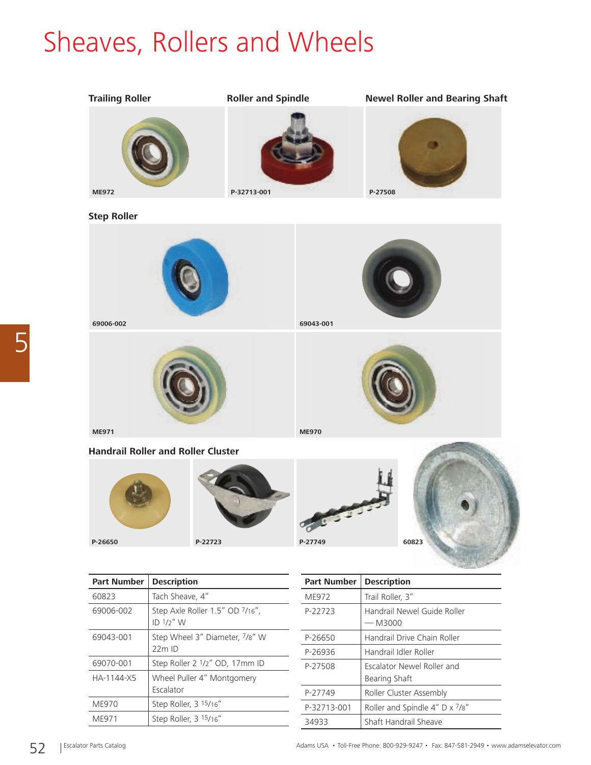# Sheaves, Rollers and Wheels

### Trailing Roller

ME972

### Roller and Spindle

P-32713-001

### Newel Roller and Bearing Shaft

P-27508

### Step Roller

69006-002

69043-001

ME971

ME970

### Handrail Roller and Roller Cluster

P-26650

P-22723

P-27749

60823

| Part Number | Description |
|---|---|
| 60823 | Tach Sheave, 4" |
| 69006-002 | Step Axle Roller 1.5" OD 7/16", ID 1/2" W |
| 69043-001 | Step Wheel 3" Diameter, 7/8" W 22m ID |
| 69070-001 | Step Roller 2 1/2" OD, 17mm ID |
| HA-1144-X5 | Wheel Puller 4" Montgomery Escalator |
| ME970 | Step Roller, 3 15/16" |
| ME971 | Step Roller, 3 15/16" |

| Part Number | Description |
|---|---|
| ME972 | Trail Roller, 3" |
| P-22723 | Handrail Newel Guide Roller — M3000 |
| P-26650 | Handrail Drive Chain Roller |
| P-26936 | Handrail Idler Roller |
| P-27508 | Escalator Newel Roller and Bearing Shaft |
| P-27749 | Roller Cluster Assembly |
| P-32713-001 | Roller and Spindle 4" D x 7/8" |
| 34933 | Shaft Handrail Sheave |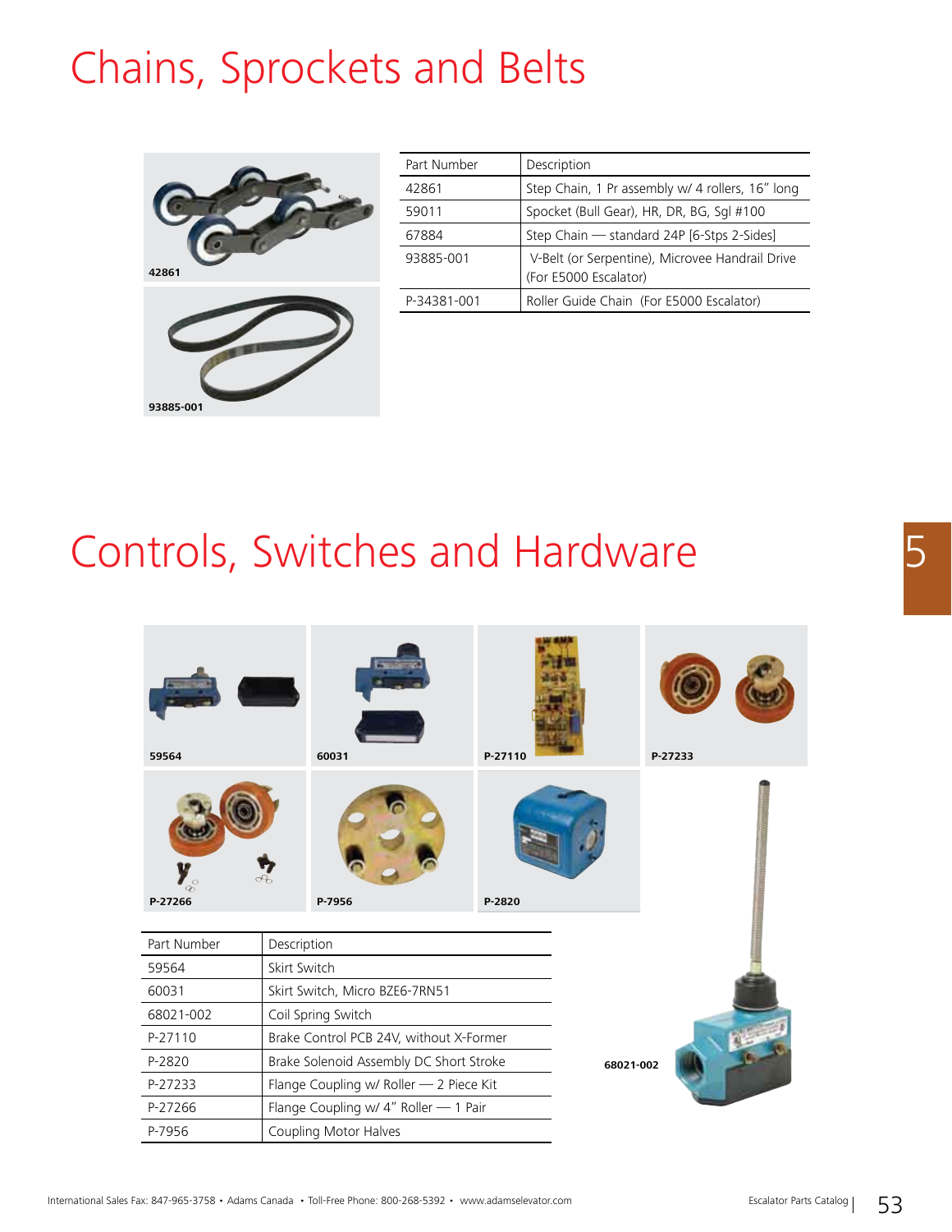# Chains, Sprockets and Belts

| Part Number | Description |
|---|---|
| 42861 | Step Chain, 1 Pr assembly w/ 4 rollers, 16" long |
| 59011 | Spocket (Bull Gear), HR, DR, BG, Sgl #100 |
| 67884 | Step Chain — standard 24P [6-Stps 2-Sides] |
| 93885-001 | V-Belt (or Serpentine), Microvee Handrail Drive (For E5000 Escalator) |
| P-34381-001 | Roller Guide Chain (For E5000 Escalator) |

42861

93885-001

# Controls, Switches and Hardware

59564

60031

P-27110

P-27233

P-27266

P-7956

P-2820

68021-002

| Part Number | Description |
|---|---|
| 59564 | Skirt Switch |
| 60031 | Skirt Switch, Micro BZE6-7RN51 |
| 68021-002 | Coil Spring Switch |
| P-27110 | Brake Control PCB 24V, without X-Former |
| P-2820 | Brake Solenoid Assembly DC Short Stroke |
| P-27233 | Flange Coupling w/ Roller — 2 Piece Kit |
| P-27266 | Flange Coupling w/ 4" Roller — 1 Pair |
| P-7956 | Coupling Motor Halves |

International Sales Fax: 847-965-3758 • Adams Canada • Toll-Free Phone: 800-268-5392 • www.adamselevator.com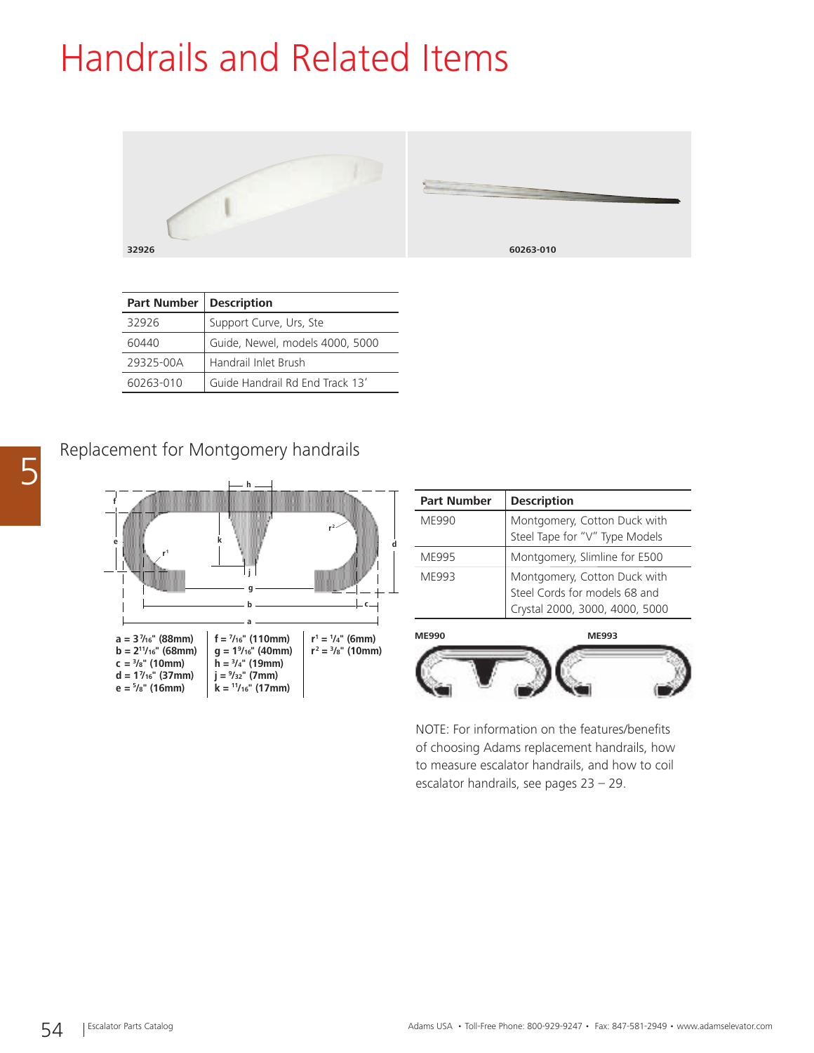# Handrails and Related Items

32926

60263-010

| Part Number | Description |
|---|---|
| 32926 | Support Curve, Urs, Ste |
| 60440 | Guide, Newel, models 4000, 5000 |
| 29325-00A | Handrail Inlet Brush |
| 60263-010 | Guide Handrail Rd End Track 13’ |

## Replacement for Montgomery handrails

a = 3 7/16" (88mm)
b = 2 11/16" (68mm)
c = 3/8" (10mm)
d = 1 7/16" (37mm)
e = 5/8" (16mm)

f = 7/16" (110mm)
g = 1 9/16" (40mm)
h = 3/4" (19mm)
j = 9/32" (7mm)
k = 11/16" (17mm)

r1 = 1/4" (6mm)
r2 = 3/8" (10mm)

| Part Number | Description |
|---|---|
| ME990 | Montgomery, Cotton Duck with Steel Tape for “V” Type Models |
| ME995 | Montgomery, Slimline for E500 |
| ME993 | Montgomery, Cotton Duck with Steel Cords for models 68 and Crystal 2000, 3000, 4000, 5000 |

ME990

ME993

NOTE: For information on the features/benefits of choosing Adams replacement handrails, how to measure escalator handrails, and how to coil escalator handrails, see pages 23 – 29.